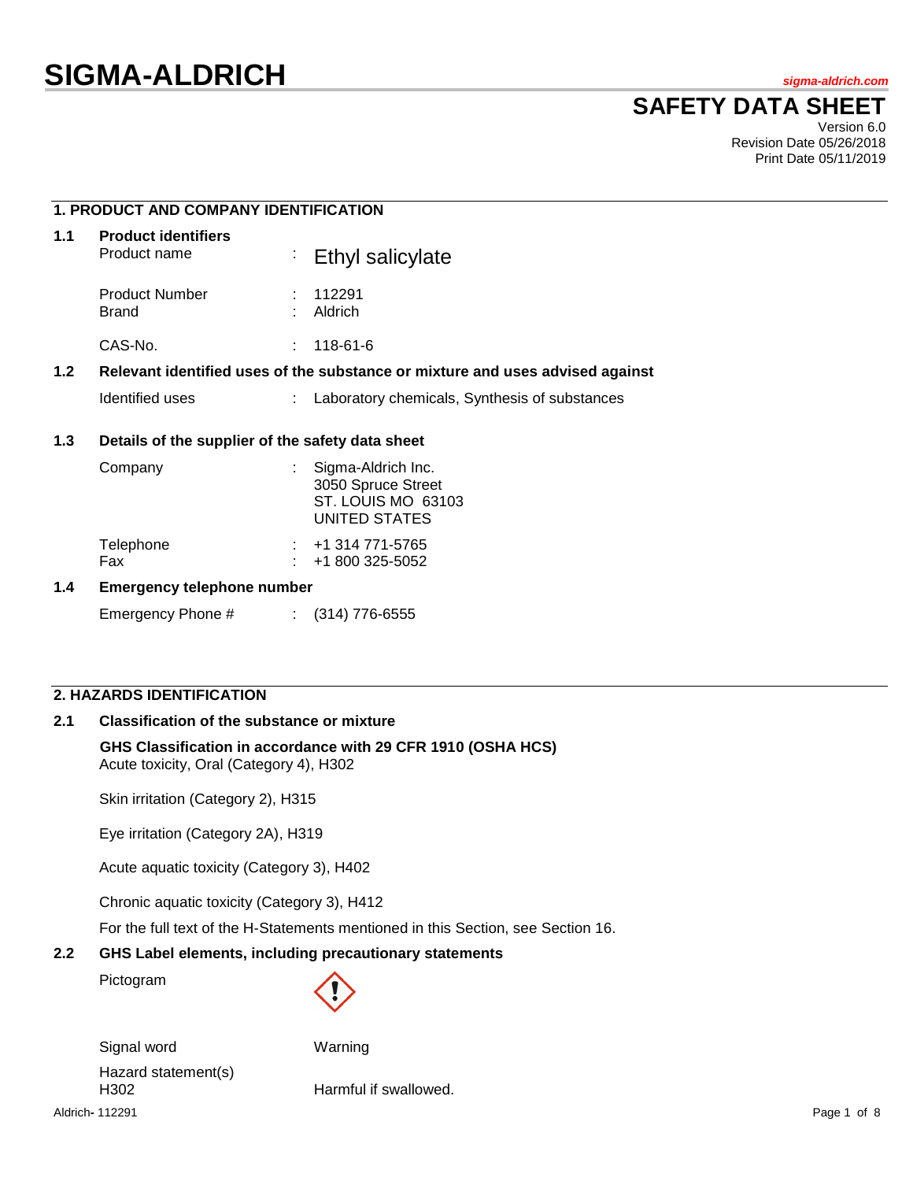# SIGMA-ALDRICH

sigma-aldrich.com

# SAFETY DATA SHEET

Version 6.0
Revision Date 05/26/2018
Print Date 05/11/2019

## 1. PRODUCT AND COMPANY IDENTIFICATION

### 1.1 Product identifiers

| | | |
|---|---|---|
| Product name | : | Ethyl salicylate |
| Product Number | : | 112291 |
| Brand | : | Aldrich |
| CAS-No. | : | 118-61-6 |

### 1.2 Relevant identified uses of the substance or mixture and uses advised against

| | | |
|---|---|---|
| Identified uses | : | Laboratory chemicals, Synthesis of substances |

### 1.3 Details of the supplier of the safety data sheet

| | | |
|---|---|---|
| Company | : | Sigma-Aldrich Inc. 3050 Spruce Street ST. LOUIS MO 63103 UNITED STATES |
| Telephone | : | +1 314 771-5765 |
| Fax | : | +1 800 325-5052 |

### 1.4 Emergency telephone number

| | | |
|---|---|---|
| Emergency Phone # | : | (314) 776-6555 |

## 2. HAZARDS IDENTIFICATION

### 2.1 Classification of the substance or mixture

**GHS Classification in accordance with 29 CFR 1910 (OSHA HCS)**

Acute toxicity, Oral (Category 4), H302

Skin irritation (Category 2), H315

Eye irritation (Category 2A), H319

Acute aquatic toxicity (Category 3), H402

Chronic aquatic toxicity (Category 3), H412

For the full text of the H-Statements mentioned in this Section, see Section 16.

### 2.2 GHS Label elements, including precautionary statements

Pictogram

Signal word: Warning

Hazard statement(s)

H302 Harmful if swallowed.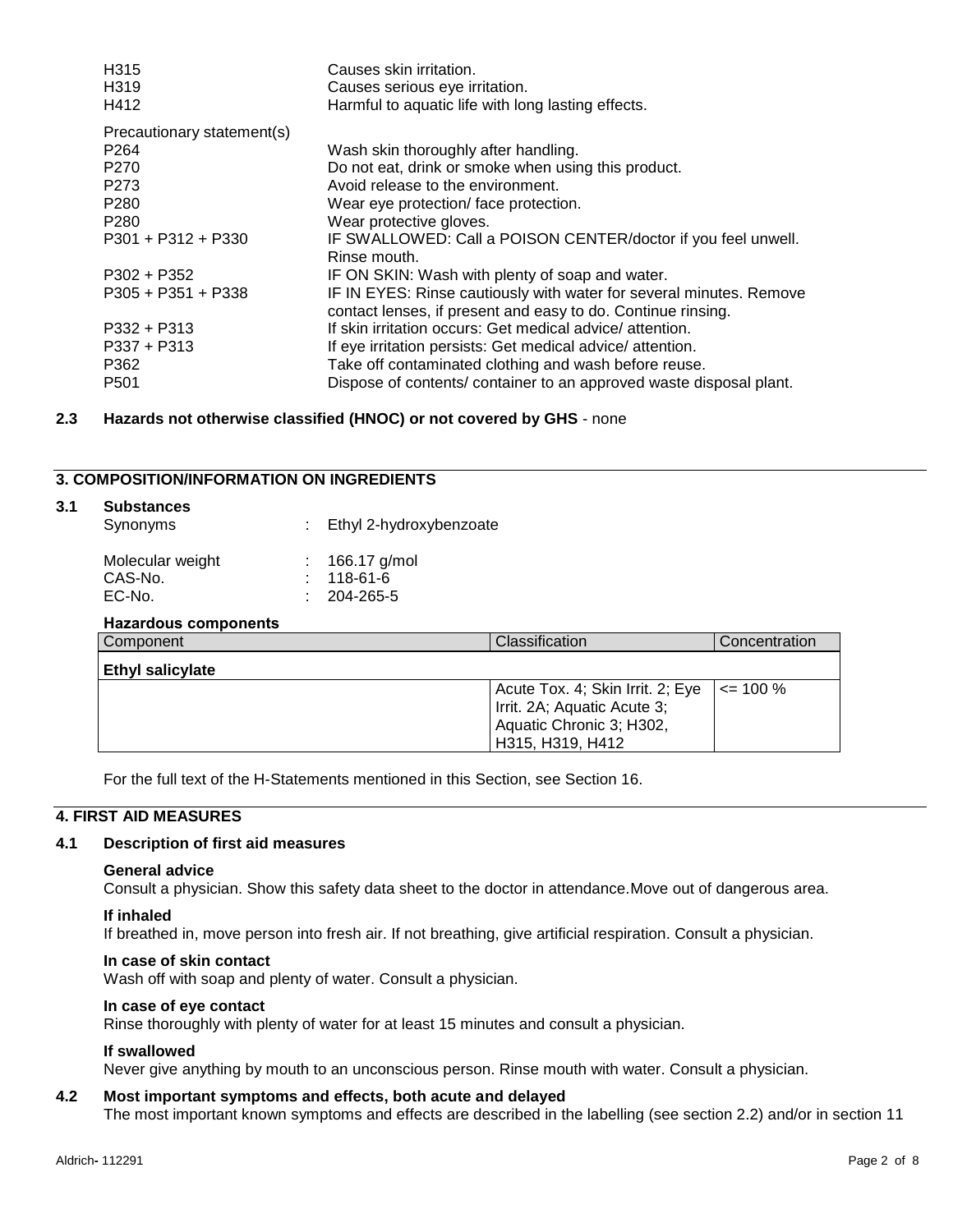| | |
|---|---|
| H315 | Causes skin irritation. |
| H319 | Causes serious eye irritation. |
| H412 | Harmful to aquatic life with long lasting effects. |

Precautionary statement(s)

| | |
|---|---|
| P264 | Wash skin thoroughly after handling. |
| P270 | Do not eat, drink or smoke when using this product. |
| P273 | Avoid release to the environment. |
| P280 | Wear eye protection/ face protection. |
| P280 | Wear protective gloves. |
| P301 + P312 + P330 | IF SWALLOWED: Call a POISON CENTER/doctor if you feel unwell. Rinse mouth. |
| P302 + P352 | IF ON SKIN: Wash with plenty of soap and water. |
| P305 + P351 + P338 | IF IN EYES: Rinse cautiously with water for several minutes. Remove contact lenses, if present and easy to do. Continue rinsing. |
| P332 + P313 | If skin irritation occurs: Get medical advice/ attention. |
| P337 + P313 | If eye irritation persists: Get medical advice/ attention. |
| P362 | Take off contaminated clothing and wash before reuse. |
| P501 | Dispose of contents/ container to an approved waste disposal plant. |

### 2.3 Hazards not otherwise classified (HNOC) or not covered by GHS - none

## 3. COMPOSITION/INFORMATION ON INGREDIENTS

### 3.1 Substances

Synonyms : Ethyl 2-hydroxybenzoate

Molecular weight : 166.17 g/mol
CAS-No. : 118-61-6
EC-No. : 204-265-5

**Hazardous components**

| Component | Classification | Concentration |
|---|---|---|
| **Ethyl salicylate** | | |
| | Acute Tox. 4; Skin Irrit. 2; Eye Irrit. 2A; Aquatic Acute 3; Aquatic Chronic 3; H302, H315, H319, H412 | <= 100 % |

For the full text of the H-Statements mentioned in this Section, see Section 16.

## 4. FIRST AID MEASURES

### 4.1 Description of first aid measures

**General advice**
Consult a physician. Show this safety data sheet to the doctor in attendance.Move out of dangerous area.

**If inhaled**
If breathed in, move person into fresh air. If not breathing, give artificial respiration. Consult a physician.

**In case of skin contact**
Wash off with soap and plenty of water. Consult a physician.

**In case of eye contact**
Rinse thoroughly with plenty of water for at least 15 minutes and consult a physician.

**If swallowed**
Never give anything by mouth to an unconscious person. Rinse mouth with water. Consult a physician.

### 4.2 Most important symptoms and effects, both acute and delayed

The most important known symptoms and effects are described in the labelling (see section 2.2) and/or in section 11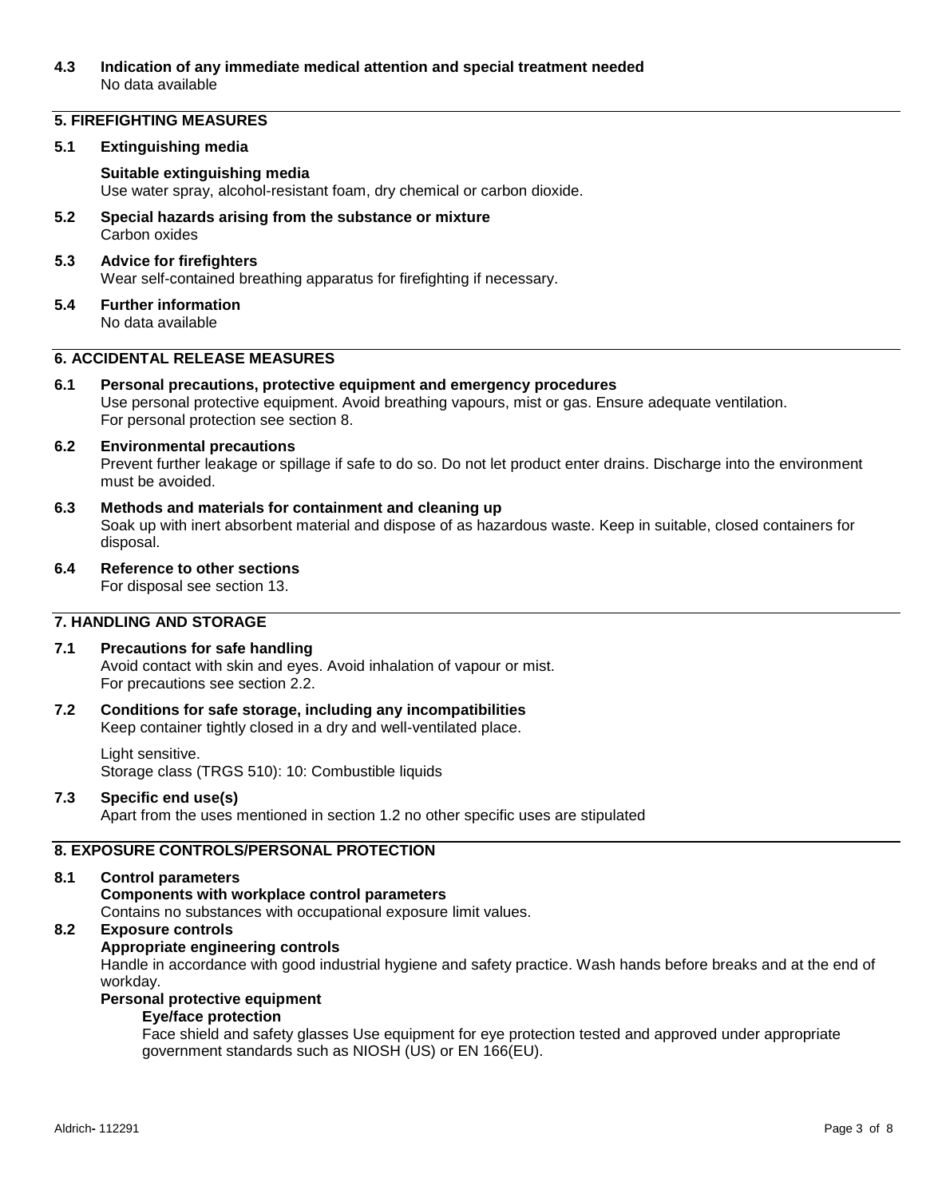### 4.3 Indication of any immediate medical attention and special treatment needed

No data available

## 5. FIREFIGHTING MEASURES

### 5.1 Extinguishing media

**Suitable extinguishing media**

Use water spray, alcohol-resistant foam, dry chemical or carbon dioxide.

### 5.2 Special hazards arising from the substance or mixture

Carbon oxides

### 5.3 Advice for firefighters

Wear self-contained breathing apparatus for firefighting if necessary.

### 5.4 Further information

No data available

## 6. ACCIDENTAL RELEASE MEASURES

### 6.1 Personal precautions, protective equipment and emergency procedures

Use personal protective equipment. Avoid breathing vapours, mist or gas. Ensure adequate ventilation.
For personal protection see section 8.

### 6.2 Environmental precautions

Prevent further leakage or spillage if safe to do so. Do not let product enter drains. Discharge into the environment must be avoided.

### 6.3 Methods and materials for containment and cleaning up

Soak up with inert absorbent material and dispose of as hazardous waste. Keep in suitable, closed containers for disposal.

### 6.4 Reference to other sections

For disposal see section 13.

## 7. HANDLING AND STORAGE

### 7.1 Precautions for safe handling

Avoid contact with skin and eyes. Avoid inhalation of vapour or mist.
For precautions see section 2.2.

### 7.2 Conditions for safe storage, including any incompatibilities

Keep container tightly closed in a dry and well-ventilated place.

Light sensitive.
Storage class (TRGS 510): 10: Combustible liquids

### 7.3 Specific end use(s)

Apart from the uses mentioned in section 1.2 no other specific uses are stipulated

## 8. EXPOSURE CONTROLS/PERSONAL PROTECTION

### 8.1 Control parameters

**Components with workplace control parameters**

Contains no substances with occupational exposure limit values.

### 8.2 Exposure controls

**Appropriate engineering controls**

Handle in accordance with good industrial hygiene and safety practice. Wash hands before breaks and at the end of workday.

**Personal protective equipment**

**Eye/face protection**

Face shield and safety glasses Use equipment for eye protection tested and approved under appropriate government standards such as NIOSH (US) or EN 166(EU).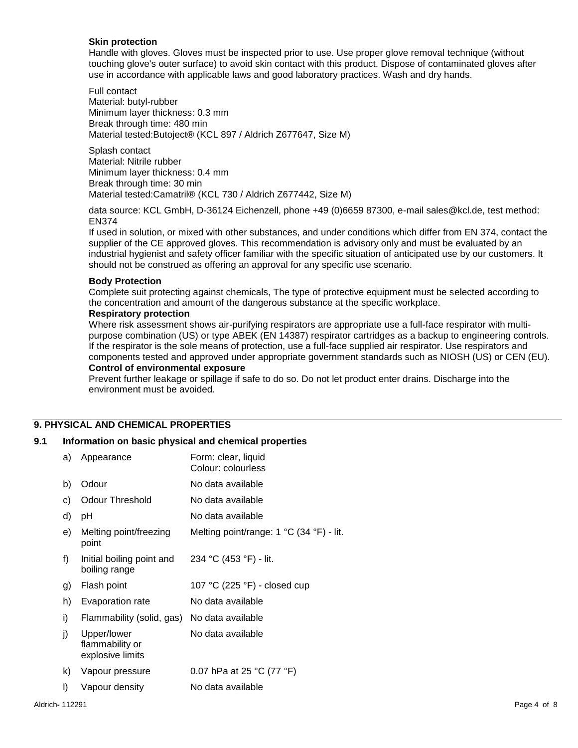**Skin protection**

Handle with gloves. Gloves must be inspected prior to use. Use proper glove removal technique (without touching glove's outer surface) to avoid skin contact with this product. Dispose of contaminated gloves after use in accordance with applicable laws and good laboratory practices. Wash and dry hands.

Full contact
Material: butyl-rubber
Minimum layer thickness: 0.3 mm
Break through time: 480 min
Material tested:Butoject® (KCL 897 / Aldrich Z677647, Size M)

Splash contact
Material: Nitrile rubber
Minimum layer thickness: 0.4 mm
Break through time: 30 min
Material tested:Camatril® (KCL 730 / Aldrich Z677442, Size M)

data source: KCL GmbH, D-36124 Eichenzell, phone +49 (0)6659 87300, e-mail sales@kcl.de, test method: EN374
If used in solution, or mixed with other substances, and under conditions which differ from EN 374, contact the supplier of the CE approved gloves. This recommendation is advisory only and must be evaluated by an industrial hygienist and safety officer familiar with the specific situation of anticipated use by our customers. It should not be construed as offering an approval for any specific use scenario.

**Body Protection**

Complete suit protecting against chemicals, The type of protective equipment must be selected according to the concentration and amount of the dangerous substance at the specific workplace.

**Respiratory protection**

Where risk assessment shows air-purifying respirators are appropriate use a full-face respirator with multi-purpose combination (US) or type ABEK (EN 14387) respirator cartridges as a backup to engineering controls. If the respirator is the sole means of protection, use a full-face supplied air respirator. Use respirators and components tested and approved under appropriate government standards such as NIOSH (US) or CEN (EU).

**Control of environmental exposure**

Prevent further leakage or spillage if safe to do so. Do not let product enter drains. Discharge into the environment must be avoided.

## 9. PHYSICAL AND CHEMICAL PROPERTIES

### 9.1 Information on basic physical and chemical properties

| | | |
|---|---|---|
| a) | Appearance | Form: clear, liquid<br>Colour: colourless |
| b) | Odour | No data available |
| c) | Odour Threshold | No data available |
| d) | pH | No data available |
| e) | Melting point/freezing point | Melting point/range: 1 °C (34 °F) - lit. |
| f) | Initial boiling point and boiling range | 234 °C (453 °F) - lit. |
| g) | Flash point | 107 °C (225 °F) - closed cup |
| h) | Evaporation rate | No data available |
| i) | Flammability (solid, gas) | No data available |
| j) | Upper/lower flammability or explosive limits | No data available |
| k) | Vapour pressure | 0.07 hPa at 25 °C (77 °F) |
| l) | Vapour density | No data available |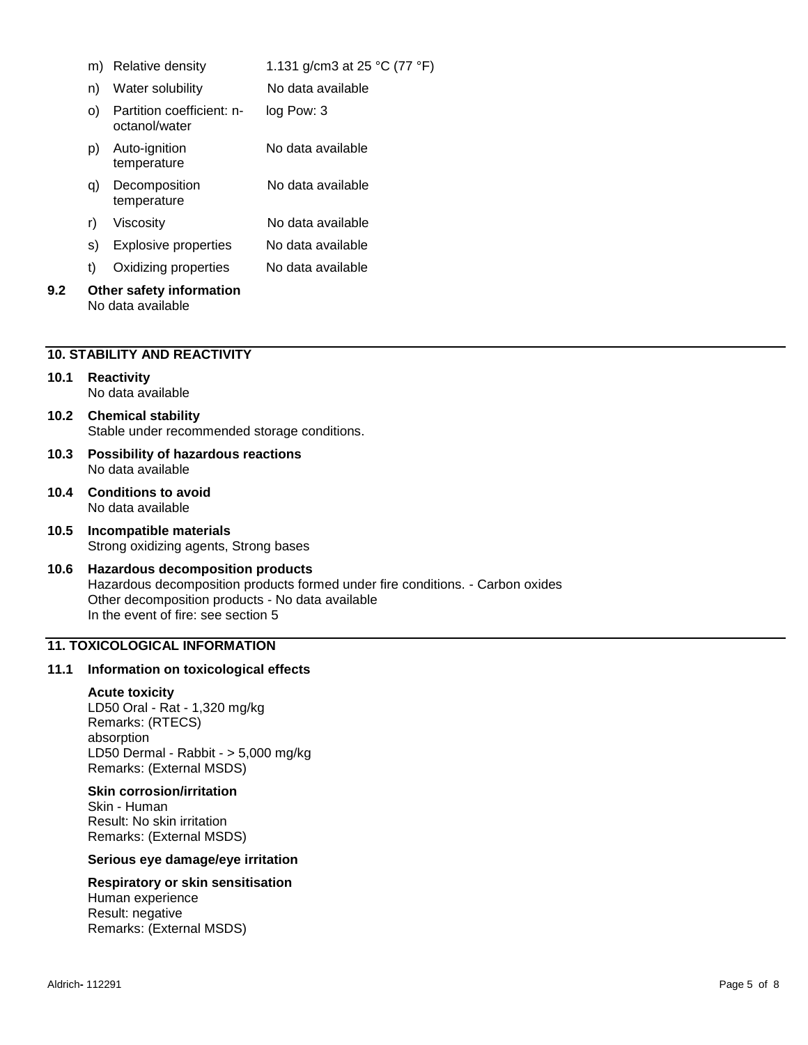| | | |
|---|---|---|
| m) | Relative density | 1.131 g/cm3 at 25 °C (77 °F) |
| n) | Water solubility | No data available |
| o) | Partition coefficient: n-octanol/water | log Pow: 3 |
| p) | Auto-ignition temperature | No data available |
| q) | Decomposition temperature | No data available |
| r) | Viscosity | No data available |
| s) | Explosive properties | No data available |
| t) | Oxidizing properties | No data available |

**9.2 Other safety information**
No data available

## 10. STABILITY AND REACTIVITY

**10.1 Reactivity**
No data available

**10.2 Chemical stability**
Stable under recommended storage conditions.

**10.3 Possibility of hazardous reactions**
No data available

**10.4 Conditions to avoid**
No data available

**10.5 Incompatible materials**
Strong oxidizing agents, Strong bases

**10.6 Hazardous decomposition products**
Hazardous decomposition products formed under fire conditions. - Carbon oxides
Other decomposition products - No data available
In the event of fire: see section 5

## 11. TOXICOLOGICAL INFORMATION

**11.1 Information on toxicological effects**

**Acute toxicity**
LD50 Oral - Rat - 1,320 mg/kg
Remarks: (RTECS)
absorption
LD50 Dermal - Rabbit - > 5,000 mg/kg
Remarks: (External MSDS)

**Skin corrosion/irritation**
Skin - Human
Result: No skin irritation
Remarks: (External MSDS)

**Serious eye damage/eye irritation**

**Respiratory or skin sensitisation**
Human experience
Result: negative
Remarks: (External MSDS)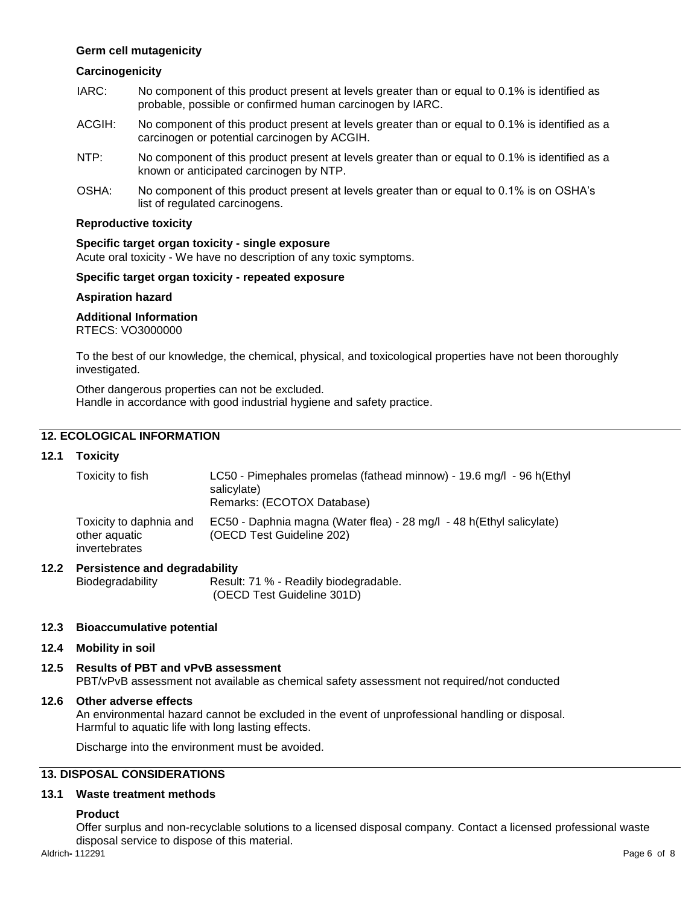**Germ cell mutagenicity**

**Carcinogenicity**

IARC: No component of this product present at levels greater than or equal to 0.1% is identified as probable, possible or confirmed human carcinogen by IARC.

ACGIH: No component of this product present at levels greater than or equal to 0.1% is identified as a carcinogen or potential carcinogen by ACGIH.

NTP: No component of this product present at levels greater than or equal to 0.1% is identified as a known or anticipated carcinogen by NTP.

OSHA: No component of this product present at levels greater than or equal to 0.1% is on OSHA's list of regulated carcinogens.

**Reproductive toxicity**

**Specific target organ toxicity - single exposure**

Acute oral toxicity - We have no description of any toxic symptoms.

**Specific target organ toxicity - repeated exposure**

**Aspiration hazard**

**Additional Information**

RTECS: VO3000000

To the best of our knowledge, the chemical, physical, and toxicological properties have not been thoroughly investigated.

Other dangerous properties can not be excluded.
Handle in accordance with good industrial hygiene and safety practice.

## 12. ECOLOGICAL INFORMATION

### 12.1 Toxicity

| | |
|---|---|
| Toxicity to fish | LC50 - Pimephales promelas (fathead minnow) - 19.6 mg/l - 96 h(Ethyl salicylate)<br>Remarks: (ECOTOX Database) |
| Toxicity to daphnia and other aquatic invertebrates | EC50 - Daphnia magna (Water flea) - 28 mg/l - 48 h(Ethyl salicylate)<br>(OECD Test Guideline 202) |

### 12.2 Persistence and degradability

| | |
|---|---|
| Biodegradability | Result: 71 % - Readily biodegradable.<br>(OECD Test Guideline 301D) |

### 12.3 Bioaccumulative potential

### 12.4 Mobility in soil

### 12.5 Results of PBT and vPvB assessment

PBT/vPvB assessment not available as chemical safety assessment not required/not conducted

### 12.6 Other adverse effects

An environmental hazard cannot be excluded in the event of unprofessional handling or disposal.
Harmful to aquatic life with long lasting effects.

Discharge into the environment must be avoided.

## 13. DISPOSAL CONSIDERATIONS

### 13.1 Waste treatment methods

**Product**

Offer surplus and non-recyclable solutions to a licensed disposal company. Contact a licensed professional waste disposal service to dispose of this material.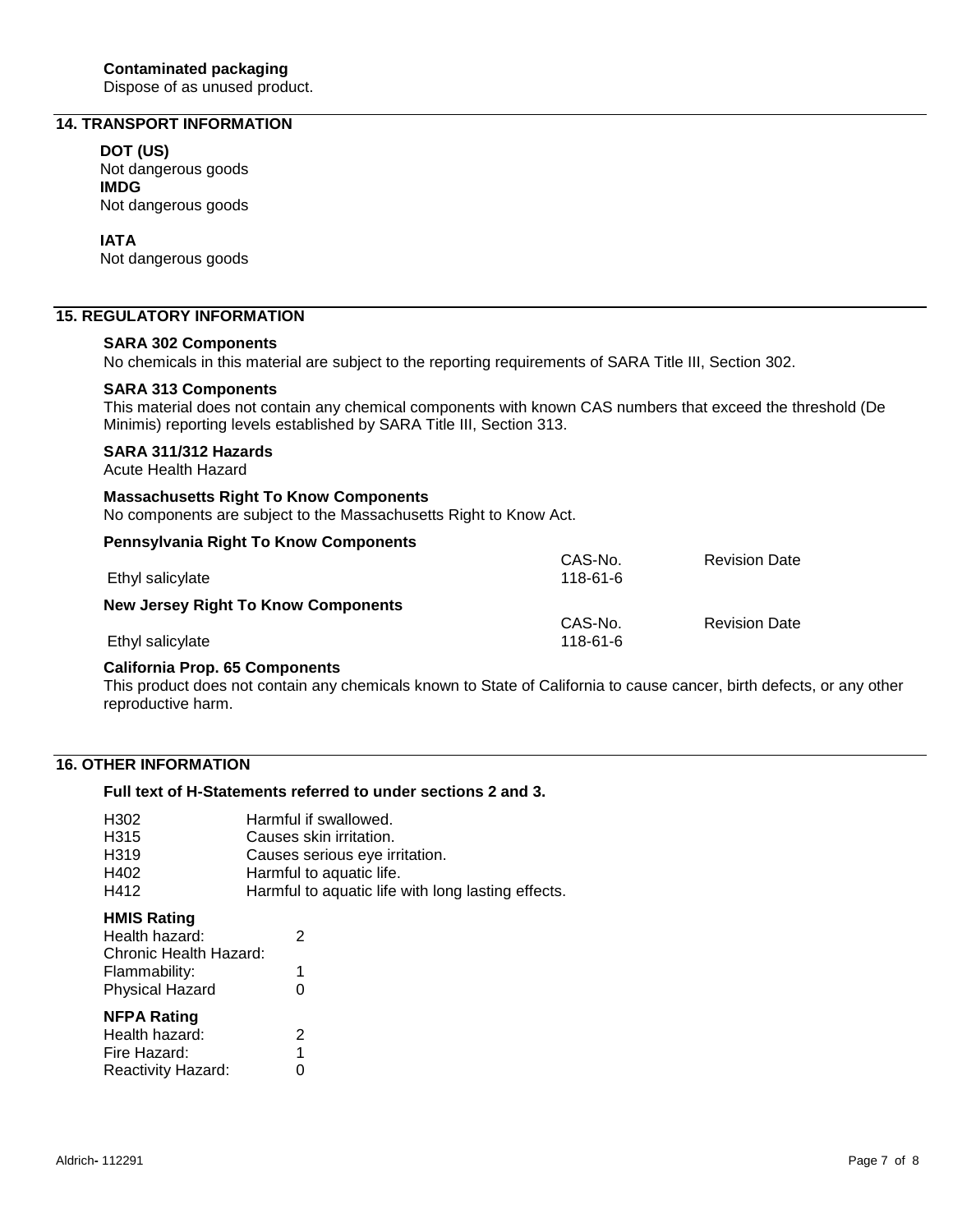**Contaminated packaging**
Dispose of as unused product.

## 14. TRANSPORT INFORMATION

**DOT (US)**
Not dangerous goods

**IMDG**
Not dangerous goods

**IATA**
Not dangerous goods

## 15. REGULATORY INFORMATION

**SARA 302 Components**
No chemicals in this material are subject to the reporting requirements of SARA Title III, Section 302.

**SARA 313 Components**
This material does not contain any chemical components with known CAS numbers that exceed the threshold (De Minimis) reporting levels established by SARA Title III, Section 313.

**SARA 311/312 Hazards**
Acute Health Hazard

**Massachusetts Right To Know Components**
No components are subject to the Massachusetts Right to Know Act.

**Pennsylvania Right To Know Components**

| | CAS-No. | Revision Date |
|---|---|---|
| Ethyl salicylate | 118-61-6 | |

**New Jersey Right To Know Components**

| | CAS-No. | Revision Date |
|---|---|---|
| Ethyl salicylate | 118-61-6 | |

**California Prop. 65 Components**
This product does not contain any chemicals known to State of California to cause cancer, birth defects, or any other reproductive harm.

## 16. OTHER INFORMATION

**Full text of H-Statements referred to under sections 2 and 3.**

| | |
|---|---|
| H302 | Harmful if swallowed. |
| H315 | Causes skin irritation. |
| H319 | Causes serious eye irritation. |
| H402 | Harmful to aquatic life. |
| H412 | Harmful to aquatic life with long lasting effects. |

**HMIS Rating**

| | |
|---|---|
| Health hazard: | 2 |
| Chronic Health Hazard: | |
| Flammability: | 1 |
| Physical Hazard | 0 |

**NFPA Rating**

| | |
|---|---|
| Health hazard: | 2 |
| Fire Hazard: | 1 |
| Reactivity Hazard: | 0 |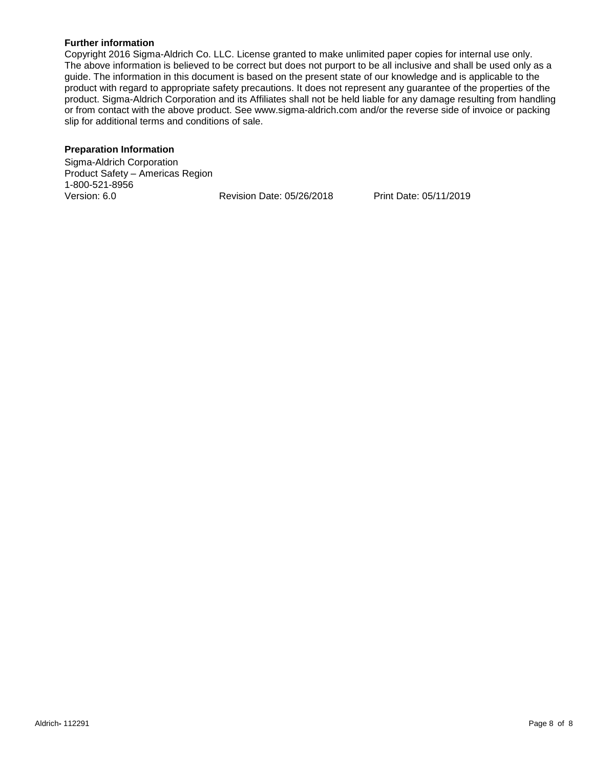**Further information**

Copyright 2016 Sigma-Aldrich Co. LLC. License granted to make unlimited paper copies for internal use only.
The above information is believed to be correct but does not purport to be all inclusive and shall be used only as a guide. The information in this document is based on the present state of our knowledge and is applicable to the product with regard to appropriate safety precautions. It does not represent any guarantee of the properties of the product. Sigma-Aldrich Corporation and its Affiliates shall not be held liable for any damage resulting from handling or from contact with the above product. See www.sigma-aldrich.com and/or the reverse side of invoice or packing slip for additional terms and conditions of sale.

**Preparation Information**

Sigma-Aldrich Corporation
Product Safety – Americas Region
1-800-521-8956
Version: 6.0 Revision Date: 05/26/2018 Print Date: 05/11/2019